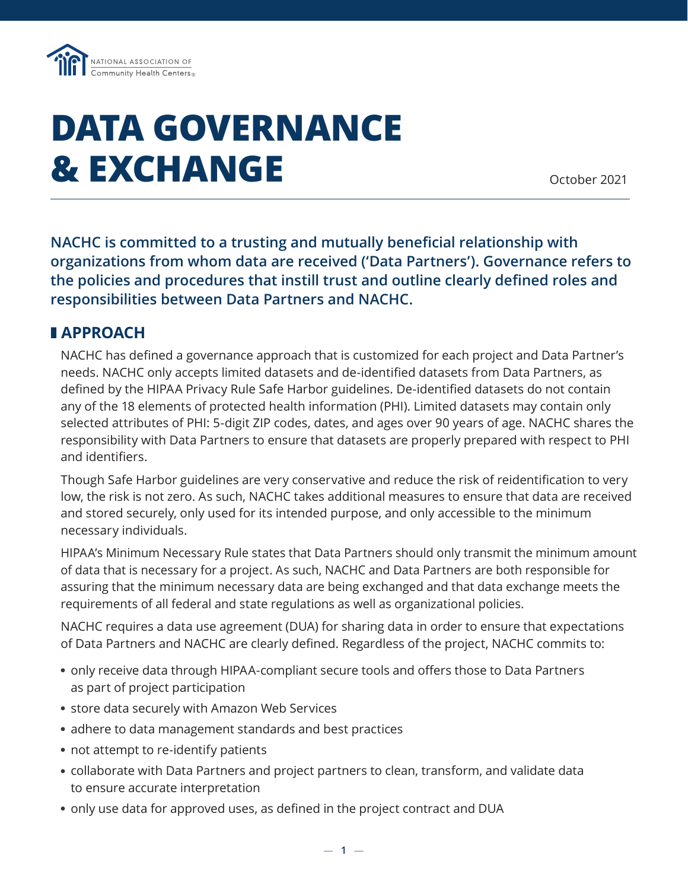NATIONAL ASSOCIATION OF Community Health Centers®

# DATA GOVERNANCE & EXCHANGE

October 2021

**NACHC is committed to a trusting and mutually beneficial relationship with organizations from whom data are received ('Data Partners'). Governance refers to the policies and procedures that instill trust and outline clearly defined roles and responsibilities between Data Partners and NACHC.**

## APPROACH

NACHC has defined a governance approach that is customized for each project and Data Partner's needs. NACHC only accepts limited datasets and de-identified datasets from Data Partners, as defined by the HIPAA Privacy Rule Safe Harbor guidelines. De-identified datasets do not contain any of the 18 elements of protected health information (PHI). Limited datasets may contain only selected attributes of PHI: 5-digit ZIP codes, dates, and ages over 90 years of age. NACHC shares the responsibility with Data Partners to ensure that datasets are properly prepared with respect to PHI and identifiers.

Though Safe Harbor guidelines are very conservative and reduce the risk of reidentification to very low, the risk is not zero. As such, NACHC takes additional measures to ensure that data are received and stored securely, only used for its intended purpose, and only accessible to the minimum necessary individuals.

HIPAA's Minimum Necessary Rule states that Data Partners should only transmit the minimum amount of data that is necessary for a project. As such, NACHC and Data Partners are both responsible for assuring that the minimum necessary data are being exchanged and that data exchange meets the requirements of all federal and state regulations as well as organizational policies.

NACHC requires a data use agreement (DUA) for sharing data in order to ensure that expectations of Data Partners and NACHC are clearly defined. Regardless of the project, NACHC commits to:

- only receive data through HIPAA-compliant secure tools and offers those to Data Partners as part of project participation
- store data securely with Amazon Web Services
- adhere to data management standards and best practices
- not attempt to re-identify patients
- collaborate with Data Partners and project partners to clean, transform, and validate data to ensure accurate interpretation
- only use data for approved uses, as defined in the project contract and DUA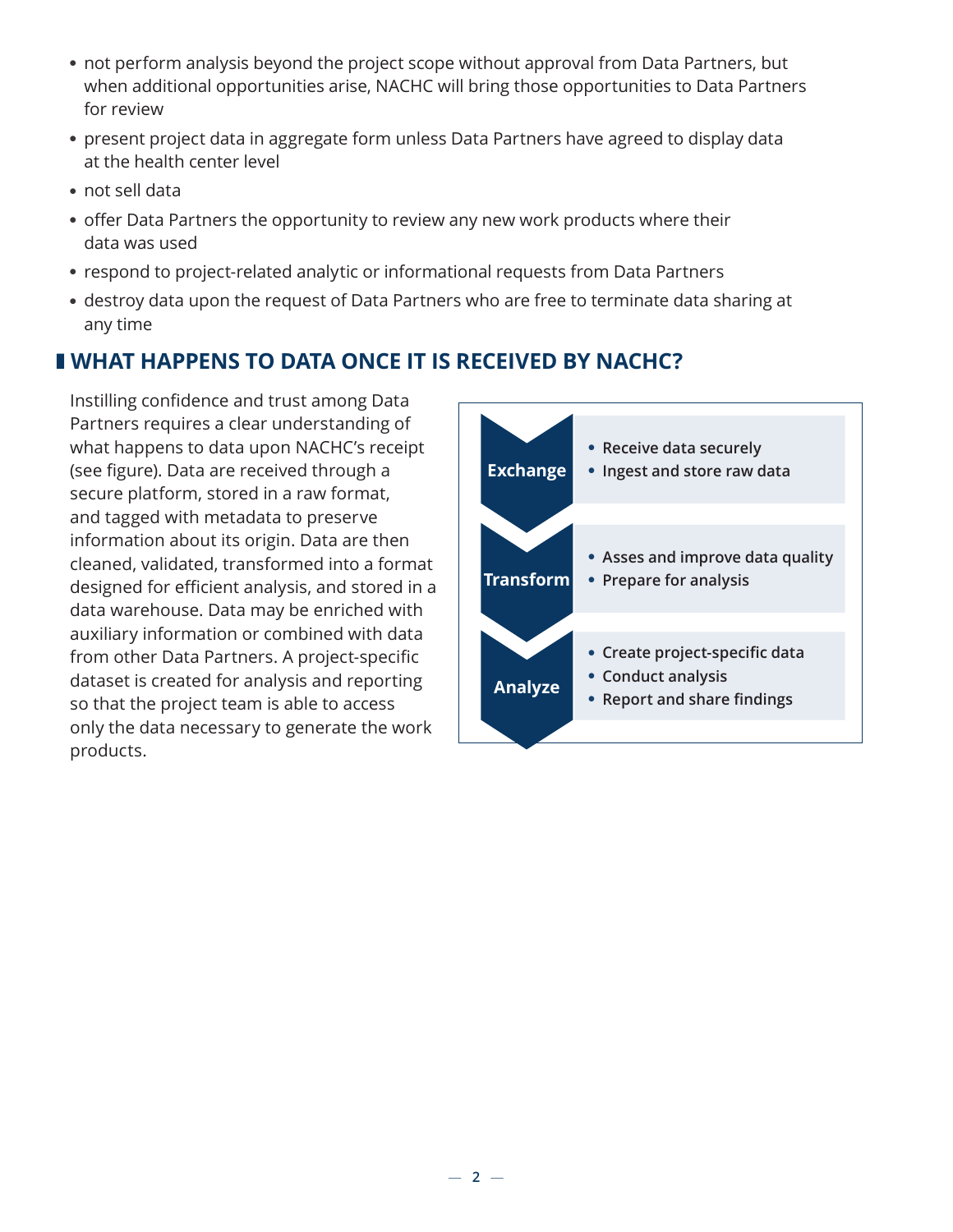- not perform analysis beyond the project scope without approval from Data Partners, but when additional opportunities arise, NACHC will bring those opportunities to Data Partners for review
- present project data in aggregate form unless Data Partners have agreed to display data at the health center level
- not sell data
- offer Data Partners the opportunity to review any new work products where their data was used
- respond to project-related analytic or informational requests from Data Partners
- destroy data upon the request of Data Partners who are free to terminate data sharing at any time

## WHAT HAPPENS TO DATA ONCE IT IS RECEIVED BY NACHC?

Instilling confidence and trust among Data Partners requires a clear understanding of what happens to data upon NACHC's receipt (see figure). Data are received through a secure platform, stored in a raw format, and tagged with metadata to preserve information about its origin. Data are then cleaned, validated, transformed into a format designed for efficient analysis, and stored in a data warehouse. Data may be enriched with auxiliary information or combined with data from other Data Partners. A project-specific dataset is created for analysis and reporting so that the project team is able to access only the data necessary to generate the work products.

**Exchange**
- Receive data securely
- Ingest and store raw data

**Transform**
- Asses and improve data quality
- Prepare for analysis

**Analyze**
- Create project-specific data
- Conduct analysis
- Report and share findings